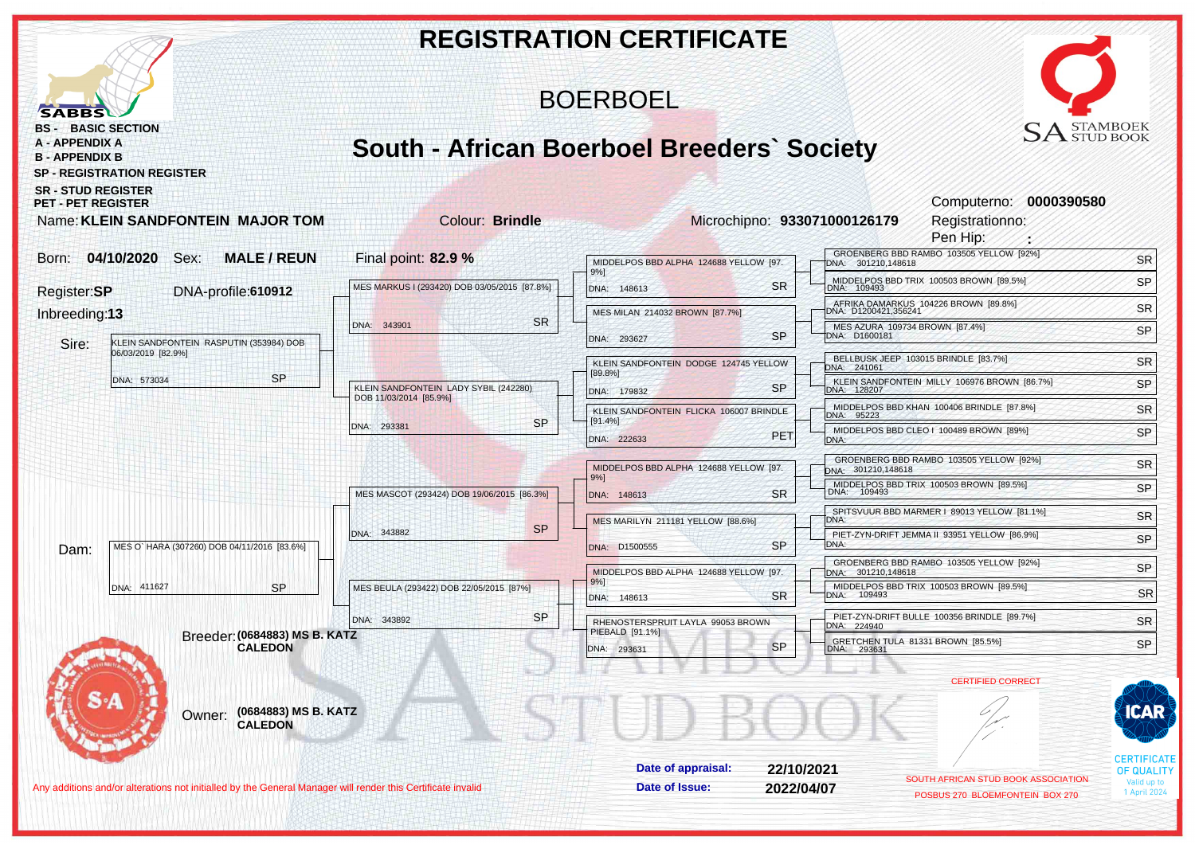# REGISTRATION CERTIFICATE

## BOERBOEL

## South - African Boerboel Breeders` Society

SABBS

- BS - BASIC SECTION
- A - APPENDIX A
- B - APPENDIX B
- SP - REGISTRATION REGISTER
- SR - STUD REGISTER
- PET - PET REGISTER

SA STAMBOEK STUD BOOK

Computerno: **0000390580**
Registrationno:
Pen Hip: **:**

Name: **KLEIN SANDFONTEIN MAJOR TOM** Colour: **Brindle** Microchipno: **933071000126179**

Born: **04/10/2020** Sex: **MALE / REUN** Final point: **82.9 %**

Register: **SP** DNA-profile: **610912**

Inbreeding: **13**

| Parents | Grandparents | Great-grandparents | Great-great-grandparents |
|---|---|---|---|
| **Sire:** KLEIN SANDFONTEIN RASPUTIN (353984) DOB 06/03/2019 [82.9%] DNA: 573034 SP | MES MARKUS I (293420) DOB 03/05/2015 [87.8%] DNA: 343901 SR | MIDDELPOS BBD ALPHA 124688 YELLOW [97.9%] DNA: 148613 SR | GROENBERG BBD RAMBO 103505 YELLOW [92%] DNA: 301210,148618 SR |
| | | | MIDDELPOS BBD TRIX 100503 BROWN [89.5%] DNA: 109493 SP |
| | | MES MILAN 214032 BROWN [87.7%] DNA: 293627 SP | AFRIKA DAMARKUS 104226 BROWN [89.8%] DNA: D1200421,356241 SR |
| | | | MES AZURA 109734 BROWN [87.4%] DNA: D1600181 SP |
| | KLEIN SANDFONTEIN LADY SYBIL (242280) DOB 11/03/2014 [85.9%] DNA: 293381 SP | KLEIN SANDFONTEIN DODGE 124745 YELLOW [89.8%] DNA: 179832 SP | BELLBUSK JEEP 103015 BRINDLE [83.7%] DNA: 241061 SR |
| | | | KLEIN SANDFONTEIN MILLY 106976 BROWN [86.7%] DNA: 128207 SP |
| | | KLEIN SANDFONTEIN FLICKA 106007 BRINDLE [91.4%] DNA: 222633 PET | MIDDELPOS BBD KHAN 100406 BRINDLE [87.8%] DNA: 95223 SR |
| | | | MIDDELPOS BBD CLEO I 100489 BROWN [89%] DNA: SP |
| **Dam:** MES O` HARA (307260) DOB 04/11/2016 [83.6%] DNA: 411627 SP | MES MASCOT (293424) DOB 19/06/2015 [86.3%] DNA: 343882 SP | MIDDELPOS BBD ALPHA 124688 YELLOW [97.9%] DNA: 148613 SR | GROENBERG BBD RAMBO 103505 YELLOW [92%] DNA: 301210,148618 SR |
| | | | MIDDELPOS BBD TRIX 100503 BROWN [89.5%] DNA: 109493 SP |
| | | MES MARILYN 211181 YELLOW [88.6%] DNA: D1500555 SP | SPITSVUUR BBD MARMER I 89013 YELLOW [81.1%] DNA: SR |
| | | | PIET-ZYN-DRIFT JEMMA II 93951 YELLOW [86.9%] DNA: SP |
| | MES BEULA (293422) DOB 22/05/2015 [87%] DNA: 343892 SP | MIDDELPOS BBD ALPHA 124688 YELLOW [97.9%] DNA: 148613 SR | GROENBERG BBD RAMBO 103505 YELLOW [92%] DNA: 301210,148618 SP |
| | | | MIDDELPOS BBD TRIX 100503 BROWN [89.5%] DNA: 109493 SR |
| | | RHENOSTERSPRUIT LAYLA 99053 BROWN PIEBALD [91.1%] DNA: 293631 SP | PIET-ZYN-DRIFT BULLE 100356 BRINDLE [89.7%] DNA: 224940 SR |
| | | | GRETCHEN TULA 81331 BROWN [85.5%] DNA: 293631 SP |

Breeder: **(0684883) MS B. KATZ CALEDON**

Owner: **(0684883) MS B. KATZ CALEDON**

Date of appraisal: **22/10/2021**
Date of Issue: **2022/04/07**

CERTIFIED CORRECT

SOUTH AFRICAN STUD BOOK ASSOCIATION
POSBUS 270 BLOEMFONTEIN BOX 270

ICAR CERTIFICATE OF QUALITY Valid up to 1 April 2024

Any additions and/or alterations not initialled by the General Manager will render this Certificate invalid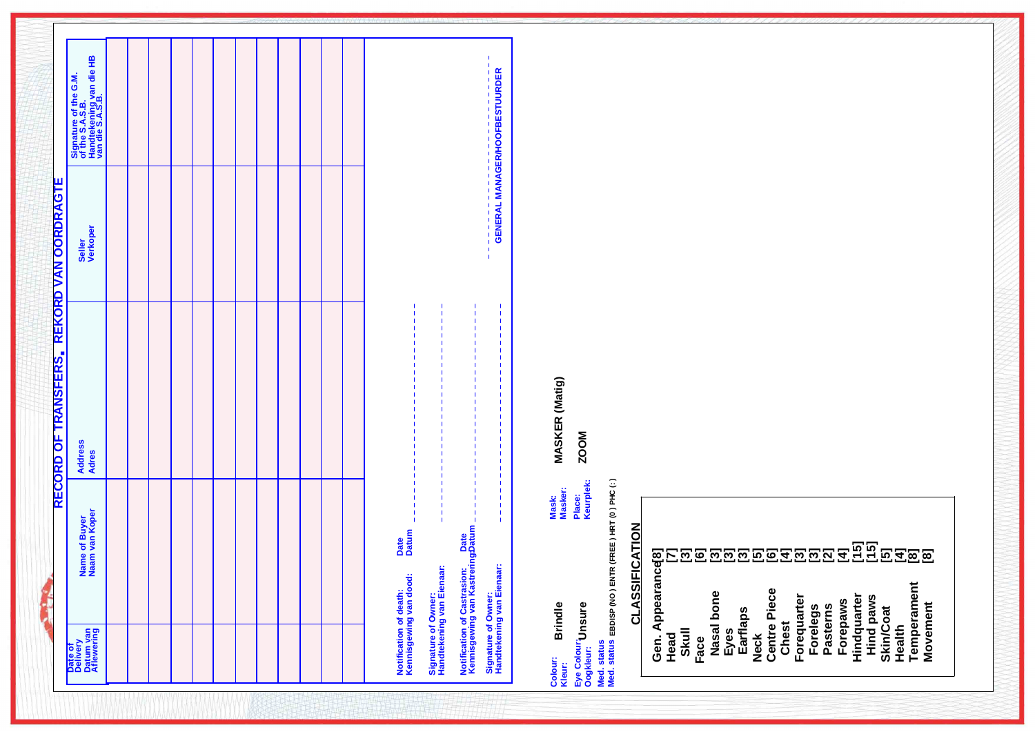# RECORD OF TRANSFERS. REKORD VAN OORDRAGTE

| Date of Delivery<br>Datum van Aflewering | Name of Buyer<br>Naam van Koper | Address<br>Adres | Seller<br>Verkoper | Signature of the G.M. of the S.A.S.B.<br>Handtekening van die HB van die S.A.S.B. |
|---|---|---|---|---|
| | | | | |
| | | | | |
| | | | | |
| | | | | |
| | | | | |
| | | | | |
| | | | | |
| | | | | |
| | | | | |
| | | | | |
| | | | | |
| | | | | |

Notification of death: Kennisgewing van dood: Date Datum ______________________

Signature of Owner: Handtekening van Eienaar: ______________________

Notification of Castrasion: Kennisgewing van Kastrering Date Datum ______________________

Signature of Owner: Handtekening van Eienaar: ______________________

______________________
GENERAL MANAGER/HOOFBESTUURDER

Colour: Kleur: Brindle

Mask: Masker: MASKER (Matig)

Eye Colour: Oogkleur: Unsure

Place: Keurplek: ZOOM

Med. status

Med. status EBDISP (NO ) ENTR (FREE ) HRT (0 ) PHC ( : )

## CLASSIFICATION

- Gen. Appearance [8]
- Head [7]
- Skull [3]
- Face [6]
- Nasal bone [3]
- Eyes [3]
- Earflaps [3]
- Neck [5]
- Centre Piece [6]
- Chest [4]
- Forequarter [3]
- Forelegs [3]
- Pasterns [2]
- Forepaws [4]
- Hindquarter [15]
- Hind paws [15]
- Skin/Coat [5]
- Health [4]
- Temperament [8]
- Movement [8]